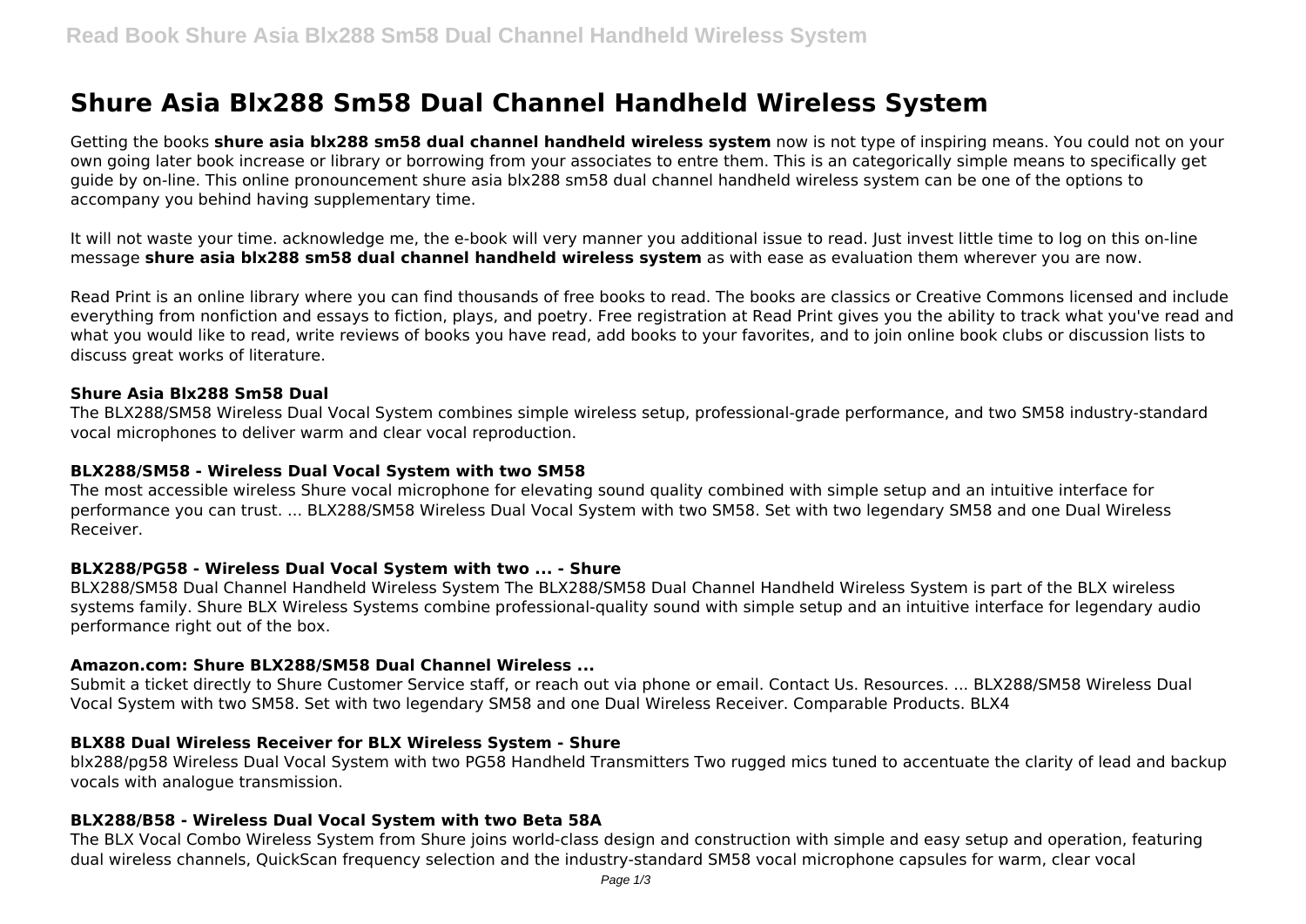# Shure Asia Blx288 Sm58 Dual Channel Handheld Wireless System

Getting the books **shure asia blx288 sm58 dual channel handheld wireless system** now is not type of inspiring means. You could not on your own going later book increase or library or borrowing from your associates to entre them. This is an categorically simple means to specifically get guide by on-line. This online pronouncement shure asia blx288 sm58 dual channel handheld wireless system can be one of the options to accompany you behind having supplementary time.

It will not waste your time. acknowledge me, the e-book will very manner you additional issue to read. Just invest little time to log on this on-line message **shure asia blx288 sm58 dual channel handheld wireless system** as with ease as evaluation them wherever you are now.

Read Print is an online library where you can find thousands of free books to read. The books are classics or Creative Commons licensed and include everything from nonfiction and essays to fiction, plays, and poetry. Free registration at Read Print gives you the ability to track what you've read and what you would like to read, write reviews of books you have read, add books to your favorites, and to join online book clubs or discussion lists to discuss great works of literature.

### Shure Asia Blx288 Sm58 Dual

The BLX288/SM58 Wireless Dual Vocal System combines simple wireless setup, professional-grade performance, and two SM58 industry-standard vocal microphones to deliver warm and clear vocal reproduction.

### BLX288/SM58 - Wireless Dual Vocal System with two SM58

The most accessible wireless Shure vocal microphone for elevating sound quality combined with simple setup and an intuitive interface for performance you can trust. ... BLX288/SM58 Wireless Dual Vocal System with two SM58. Set with two legendary SM58 and one Dual Wireless Receiver.

### BLX288/PG58 - Wireless Dual Vocal System with two ... - Shure

BLX288/SM58 Dual Channel Handheld Wireless System The BLX288/SM58 Dual Channel Handheld Wireless System is part of the BLX wireless systems family. Shure BLX Wireless Systems combine professional-quality sound with simple setup and an intuitive interface for legendary audio performance right out of the box.

### Amazon.com: Shure BLX288/SM58 Dual Channel Wireless ...

Submit a ticket directly to Shure Customer Service staff, or reach out via phone or email. Contact Us. Resources. ... BLX288/SM58 Wireless Dual Vocal System with two SM58. Set with two legendary SM58 and one Dual Wireless Receiver. Comparable Products. BLX4

### BLX88 Dual Wireless Receiver for BLX Wireless System - Shure

blx288/pg58 Wireless Dual Vocal System with two PG58 Handheld Transmitters Two rugged mics tuned to accentuate the clarity of lead and backup vocals with analogue transmission.

### BLX288/B58 - Wireless Dual Vocal System with two Beta 58A

The BLX Vocal Combo Wireless System from Shure joins world-class design and construction with simple and easy setup and operation, featuring dual wireless channels, QuickScan frequency selection and the industry-standard SM58 vocal microphone capsules for warm, clear vocal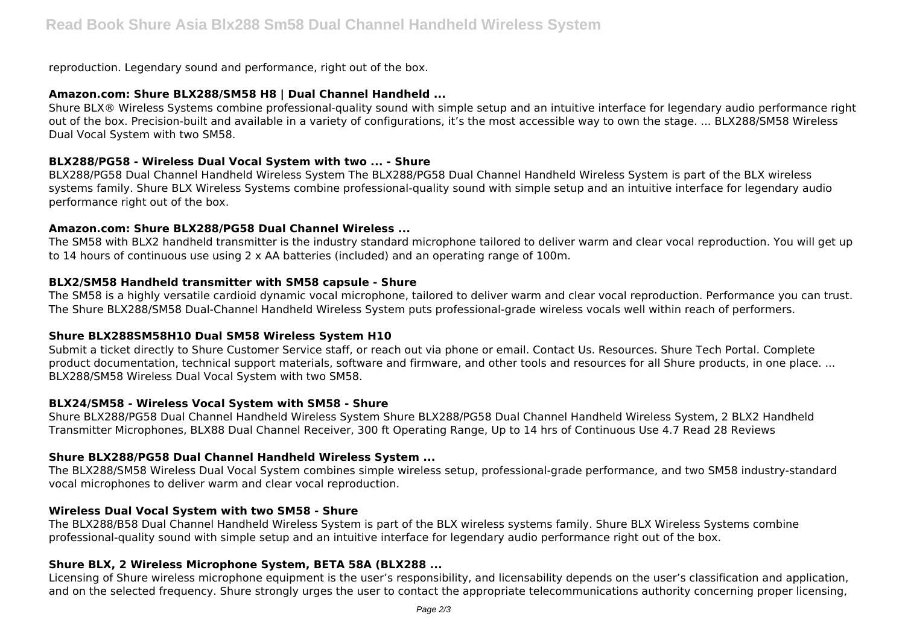reproduction. Legendary sound and performance, right out of the box.

### Amazon.com: Shure BLX288/SM58 H8 | Dual Channel Handheld ...

Shure BLX® Wireless Systems combine professional-quality sound with simple setup and an intuitive interface for legendary audio performance right out of the box. Precision-built and available in a variety of configurations, it's the most accessible way to own the stage. ... BLX288/SM58 Wireless Dual Vocal System with two SM58.

### BLX288/PG58 - Wireless Dual Vocal System with two ... - Shure

BLX288/PG58 Dual Channel Handheld Wireless System The BLX288/PG58 Dual Channel Handheld Wireless System is part of the BLX wireless systems family. Shure BLX Wireless Systems combine professional-quality sound with simple setup and an intuitive interface for legendary audio performance right out of the box.

### Amazon.com: Shure BLX288/PG58 Dual Channel Wireless ...

The SM58 with BLX2 handheld transmitter is the industry standard microphone tailored to deliver warm and clear vocal reproduction. You will get up to 14 hours of continuous use using 2 x AA batteries (included) and an operating range of 100m.

### BLX2/SM58 Handheld transmitter with SM58 capsule - Shure

The SM58 is a highly versatile cardioid dynamic vocal microphone, tailored to deliver warm and clear vocal reproduction. Performance you can trust. The Shure BLX288/SM58 Dual-Channel Handheld Wireless System puts professional-grade wireless vocals well within reach of performers.

### Shure BLX288SM58H10 Dual SM58 Wireless System H10

Submit a ticket directly to Shure Customer Service staff, or reach out via phone or email. Contact Us. Resources. Shure Tech Portal. Complete product documentation, technical support materials, software and firmware, and other tools and resources for all Shure products, in one place. ... BLX288/SM58 Wireless Dual Vocal System with two SM58.

### BLX24/SM58 - Wireless Vocal System with SM58 - Shure

Shure BLX288/PG58 Dual Channel Handheld Wireless System Shure BLX288/PG58 Dual Channel Handheld Wireless System, 2 BLX2 Handheld Transmitter Microphones, BLX88 Dual Channel Receiver, 300 ft Operating Range, Up to 14 hrs of Continuous Use 4.7 Read 28 Reviews

### Shure BLX288/PG58 Dual Channel Handheld Wireless System ...

The BLX288/SM58 Wireless Dual Vocal System combines simple wireless setup, professional-grade performance, and two SM58 industry-standard vocal microphones to deliver warm and clear vocal reproduction.

### Wireless Dual Vocal System with two SM58 - Shure

The BLX288/B58 Dual Channel Handheld Wireless System is part of the BLX wireless systems family. Shure BLX Wireless Systems combine professional-quality sound with simple setup and an intuitive interface for legendary audio performance right out of the box.

### Shure BLX, 2 Wireless Microphone System, BETA 58A (BLX288 ...

Licensing of Shure wireless microphone equipment is the user's responsibility, and licensability depends on the user's classification and application, and on the selected frequency. Shure strongly urges the user to contact the appropriate telecommunications authority concerning proper licensing,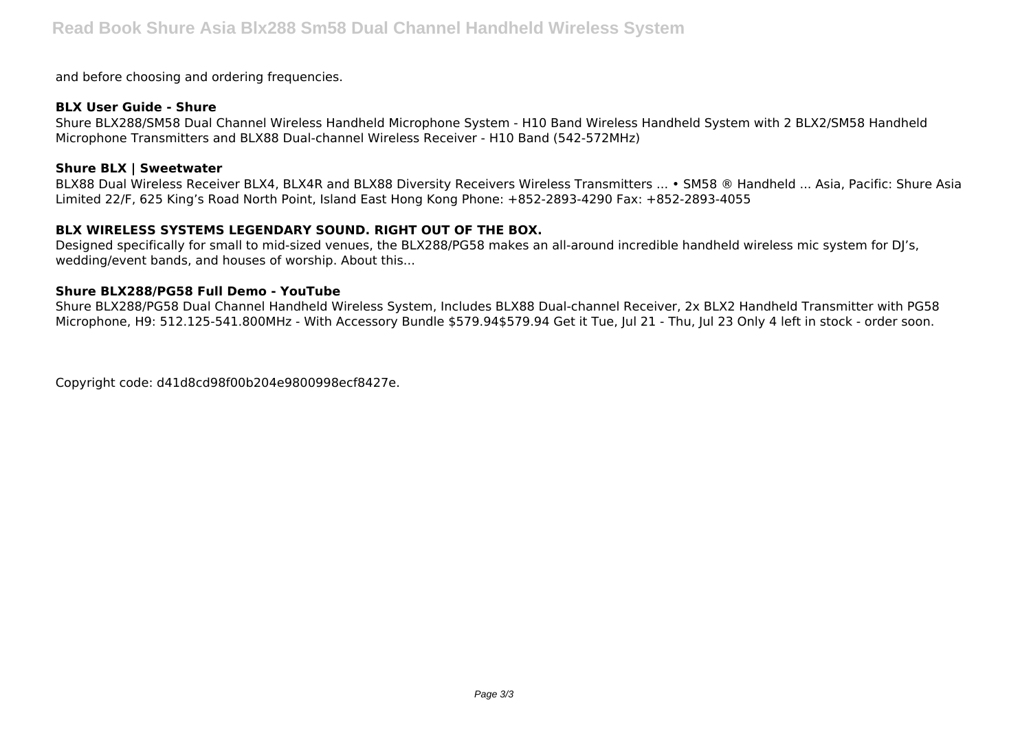and before choosing and ordering frequencies.

**BLX User Guide - Shure**

Shure BLX288/SM58 Dual Channel Wireless Handheld Microphone System - H10 Band Wireless Handheld System with 2 BLX2/SM58 Handheld Microphone Transmitters and BLX88 Dual-channel Wireless Receiver - H10 Band (542-572MHz)

**Shure BLX | Sweetwater**

BLX88 Dual Wireless Receiver BLX4, BLX4R and BLX88 Diversity Receivers Wireless Transmitters ... • SM58 ® Handheld ... Asia, Pacific: Shure Asia Limited 22/F, 625 King's Road North Point, Island East Hong Kong Phone: +852-2893-4290 Fax: +852-2893-4055

**BLX WIRELESS SYSTEMS LEGENDARY SOUND. RIGHT OUT OF THE BOX.**

Designed specifically for small to mid-sized venues, the BLX288/PG58 makes an all-around incredible handheld wireless mic system for DJ's, wedding/event bands, and houses of worship. About this...

**Shure BLX288/PG58 Full Demo - YouTube**

Shure BLX288/PG58 Dual Channel Handheld Wireless System, Includes BLX88 Dual-channel Receiver, 2x BLX2 Handheld Transmitter with PG58 Microphone, H9: 512.125-541.800MHz - With Accessory Bundle $579.94$579.94 Get it Tue, Jul 21 - Thu, Jul 23 Only 4 left in stock - order soon.

Copyright code: d41d8cd98f00b204e9800998ecf8427e.